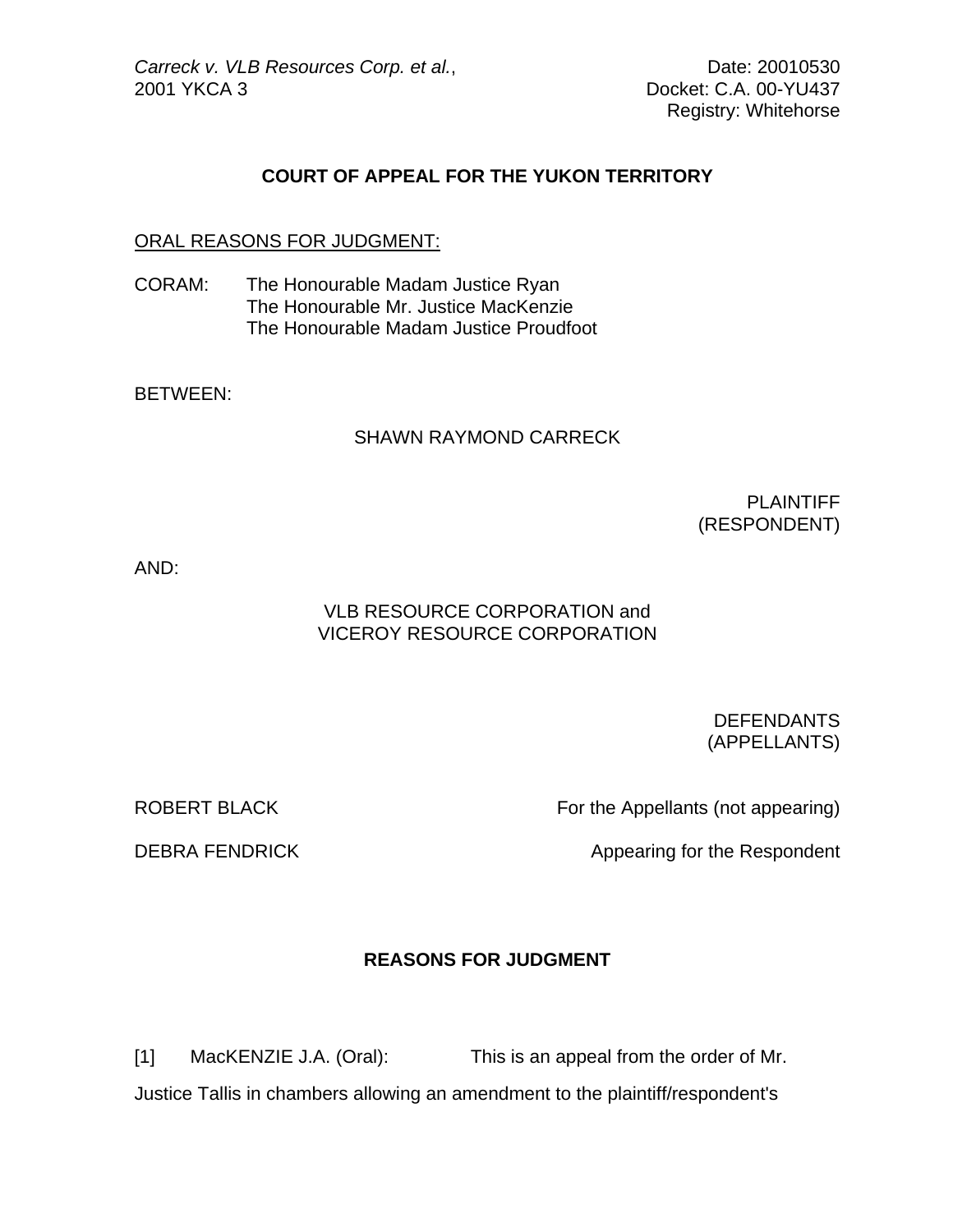*Carreck v. VLB Resources Corp. et al.*,
2001 YKCA 3

Date: 20010530
Docket: C.A. 00-YU437
Registry: Whitehorse

## COURT OF APPEAL FOR THE YUKON TERRITORY

ORAL REASONS FOR JUDGMENT:

CORAM: The Honourable Madam Justice Ryan
The Honourable Mr. Justice MacKenzie
The Honourable Madam Justice Proudfoot

BETWEEN:

SHAWN RAYMOND CARRECK

PLAINTIFF
(RESPONDENT)

AND:

VLB RESOURCE CORPORATION and
VICEROY RESOURCE CORPORATION

DEFENDANTS
(APPELLANTS)

ROBERT BLACK — For the Appellants (not appearing)

DEBRA FENDRICK — Appearing for the Respondent

## REASONS FOR JUDGMENT

[1] MacKENZIE J.A. (Oral): This is an appeal from the order of Mr. Justice Tallis in chambers allowing an amendment to the plaintiff/respondent's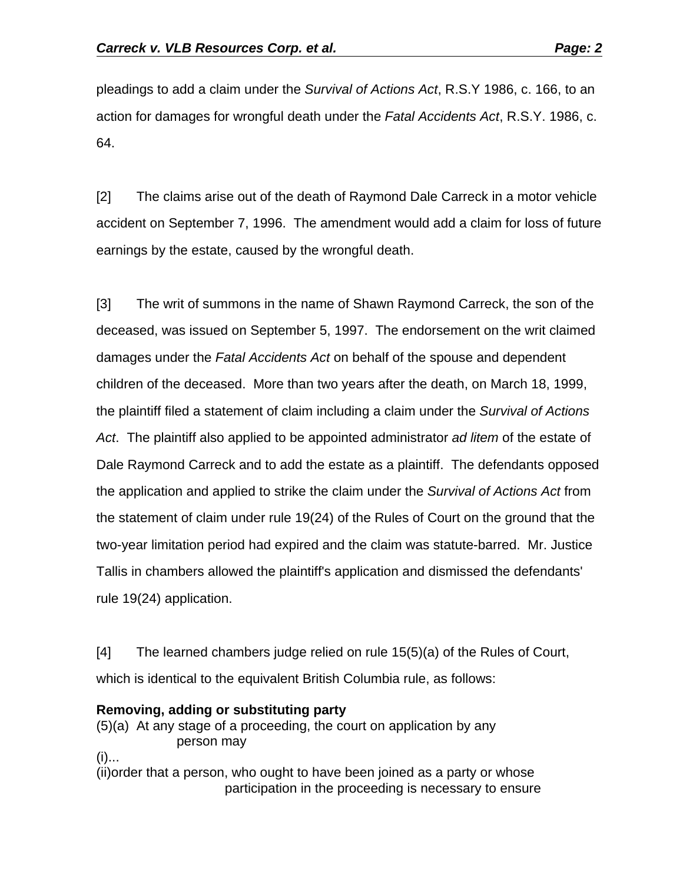pleadings to add a claim under the *Survival of Actions Act*, R.S.Y 1986, c. 166, to an action for damages for wrongful death under the *Fatal Accidents Act*, R.S.Y. 1986, c. 64.

[2] The claims arise out of the death of Raymond Dale Carreck in a motor vehicle accident on September 7, 1996. The amendment would add a claim for loss of future earnings by the estate, caused by the wrongful death.

[3] The writ of summons in the name of Shawn Raymond Carreck, the son of the deceased, was issued on September 5, 1997. The endorsement on the writ claimed damages under the *Fatal Accidents Act* on behalf of the spouse and dependent children of the deceased. More than two years after the death, on March 18, 1999, the plaintiff filed a statement of claim including a claim under the *Survival of Actions Act*. The plaintiff also applied to be appointed administrator *ad litem* of the estate of Dale Raymond Carreck and to add the estate as a plaintiff. The defendants opposed the application and applied to strike the claim under the *Survival of Actions Act* from the statement of claim under rule 19(24) of the Rules of Court on the ground that the two-year limitation period had expired and the claim was statute-barred. Mr. Justice Tallis in chambers allowed the plaintiff's application and dismissed the defendants' rule 19(24) application.

[4] The learned chambers judge relied on rule 15(5)(a) of the Rules of Court, which is identical to the equivalent British Columbia rule, as follows:

**Removing, adding or substituting party**

(5)(a) At any stage of a proceeding, the court on application by any person may

(i)...

(ii)order that a person, who ought to have been joined as a party or whose participation in the proceeding is necessary to ensure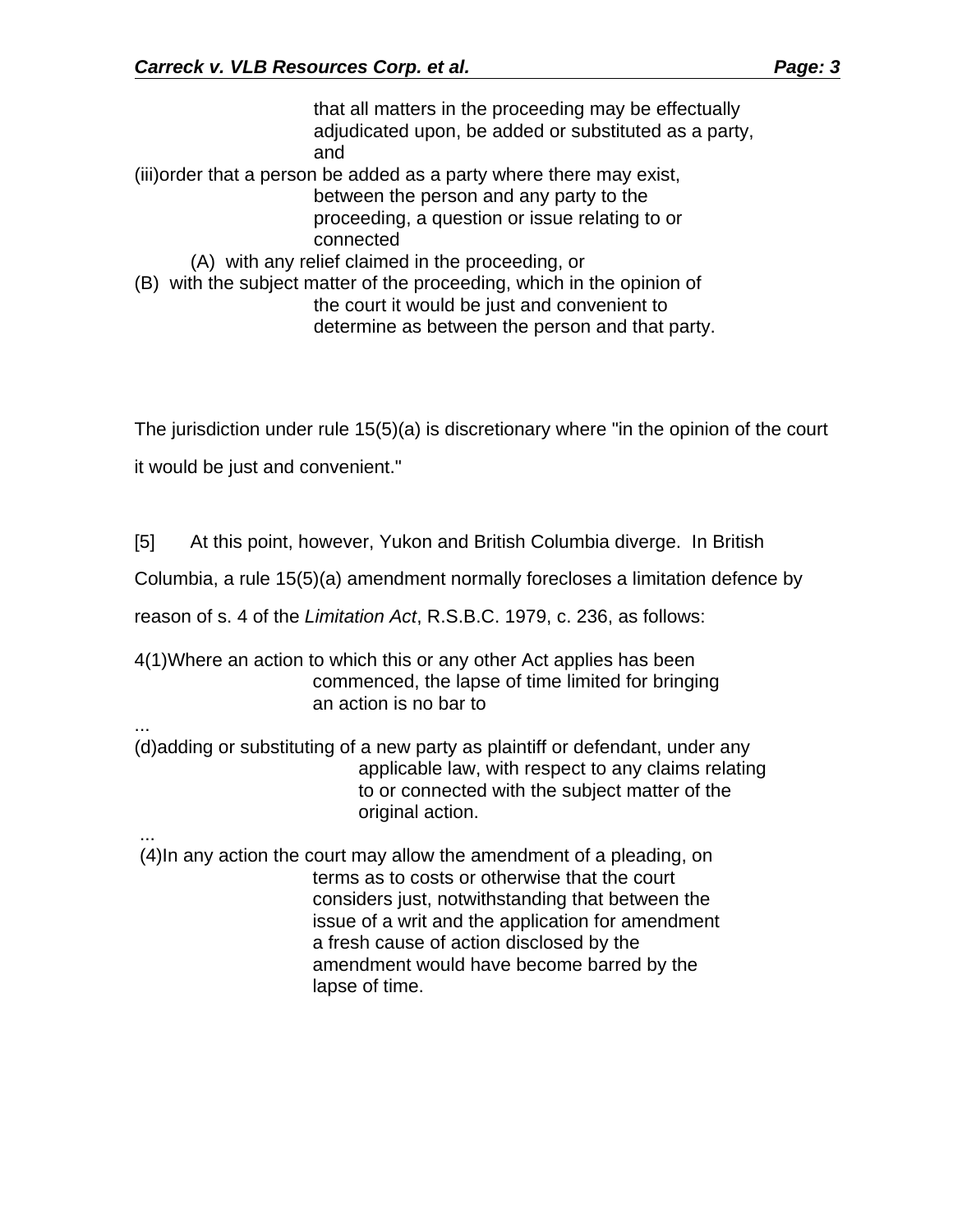that all matters in the proceeding may be effectually adjudicated upon, be added or substituted as a party, and

(iii) order that a person be added as a party where there may exist, between the person and any party to the proceeding, a question or issue relating to or connected

(A) with any relief claimed in the proceeding, or

(B) with the subject matter of the proceeding, which in the opinion of the court it would be just and convenient to determine as between the person and that party.

The jurisdiction under rule 15(5)(a) is discretionary where "in the opinion of the court it would be just and convenient."

[5] At this point, however, Yukon and British Columbia diverge. In British Columbia, a rule 15(5)(a) amendment normally forecloses a limitation defence by reason of s. 4 of the *Limitation Act*, R.S.B.C. 1979, c. 236, as follows:

4(1) Where an action to which this or any other Act applies has been commenced, the lapse of time limited for bringing an action is no bar to

...

(d) adding or substituting of a new party as plaintiff or defendant, under any applicable law, with respect to any claims relating to or connected with the subject matter of the original action.

...

(4) In any action the court may allow the amendment of a pleading, on terms as to costs or otherwise that the court considers just, notwithstanding that between the issue of a writ and the application for amendment a fresh cause of action disclosed by the amendment would have become barred by the lapse of time.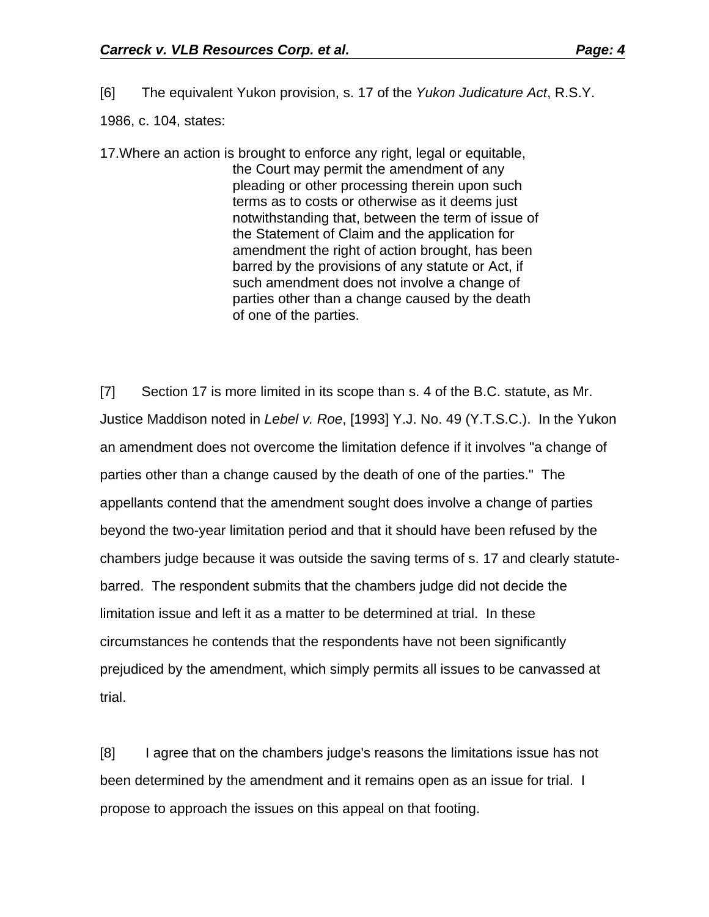[6] The equivalent Yukon provision, s. 17 of the *Yukon Judicature Act*, R.S.Y. 1986, c. 104, states:

> 17.Where an action is brought to enforce any right, legal or equitable, the Court may permit the amendment of any pleading or other processing therein upon such terms as to costs or otherwise as it deems just notwithstanding that, between the term of issue of the Statement of Claim and the application for amendment the right of action brought, has been barred by the provisions of any statute or Act, if such amendment does not involve a change of parties other than a change caused by the death of one of the parties.

[7] Section 17 is more limited in its scope than s. 4 of the B.C. statute, as Mr. Justice Maddison noted in *Lebel v. Roe*, [1993] Y.J. No. 49 (Y.T.S.C.). In the Yukon an amendment does not overcome the limitation defence if it involves "a change of parties other than a change caused by the death of one of the parties." The appellants contend that the amendment sought does involve a change of parties beyond the two-year limitation period and that it should have been refused by the chambers judge because it was outside the saving terms of s. 17 and clearly statute-barred. The respondent submits that the chambers judge did not decide the limitation issue and left it as a matter to be determined at trial. In these circumstances he contends that the respondents have not been significantly prejudiced by the amendment, which simply permits all issues to be canvassed at trial.

[8] I agree that on the chambers judge's reasons the limitations issue has not been determined by the amendment and it remains open as an issue for trial. I propose to approach the issues on this appeal on that footing.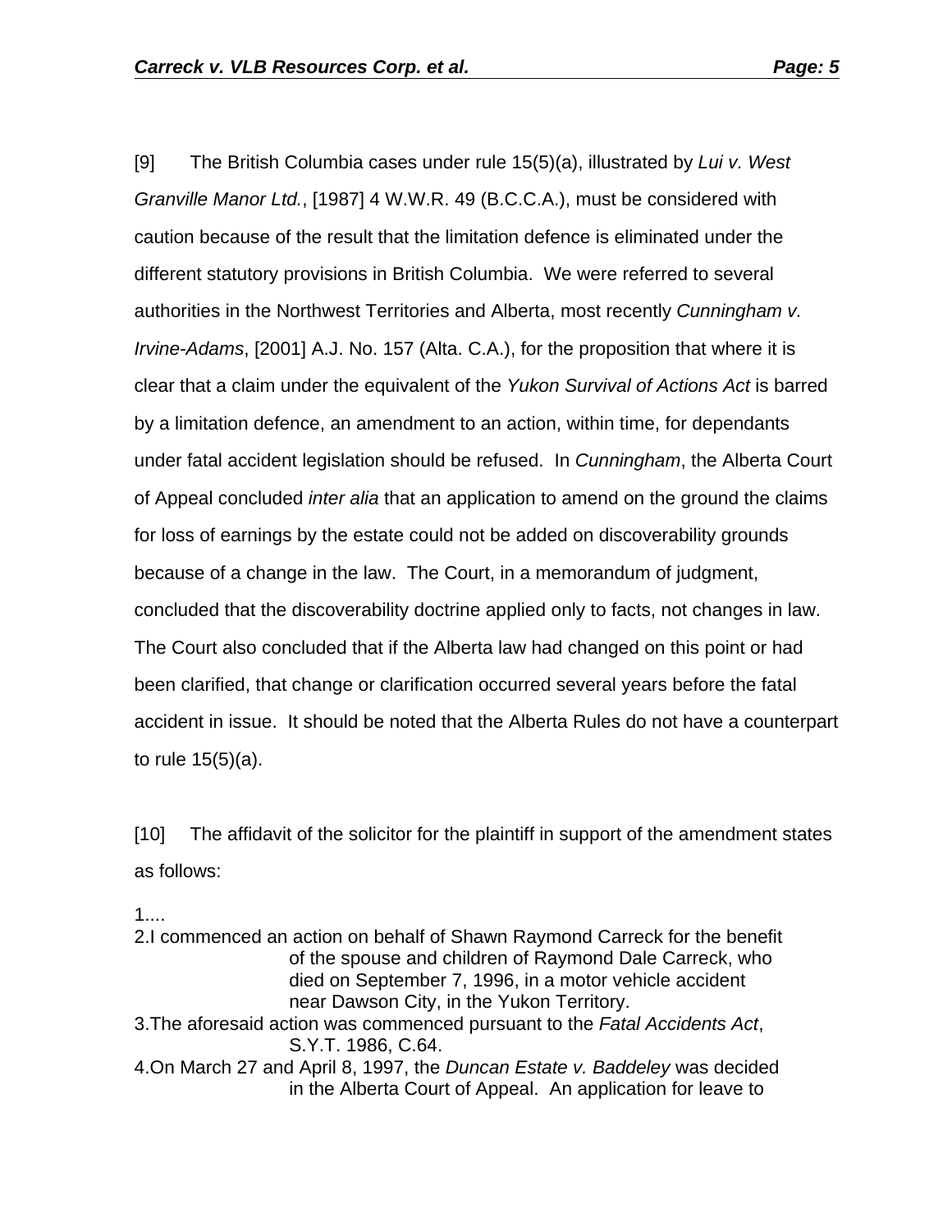[9] The British Columbia cases under rule 15(5)(a), illustrated by *Lui v. West Granville Manor Ltd.*, [1987] 4 W.W.R. 49 (B.C.C.A.), must be considered with caution because of the result that the limitation defence is eliminated under the different statutory provisions in British Columbia. We were referred to several authorities in the Northwest Territories and Alberta, most recently *Cunningham v. Irvine-Adams*, [2001] A.J. No. 157 (Alta. C.A.), for the proposition that where it is clear that a claim under the equivalent of the *Yukon Survival of Actions Act* is barred by a limitation defence, an amendment to an action, within time, for dependants under fatal accident legislation should be refused. In *Cunningham*, the Alberta Court of Appeal concluded *inter alia* that an application to amend on the ground the claims for loss of earnings by the estate could not be added on discoverability grounds because of a change in the law. The Court, in a memorandum of judgment, concluded that the discoverability doctrine applied only to facts, not changes in law. The Court also concluded that if the Alberta law had changed on this point or had been clarified, that change or clarification occurred several years before the fatal accident in issue. It should be noted that the Alberta Rules do not have a counterpart to rule 15(5)(a).

[10] The affidavit of the solicitor for the plaintiff in support of the amendment states as follows:

> 1....
>
> 2.I commenced an action on behalf of Shawn Raymond Carreck for the benefit of the spouse and children of Raymond Dale Carreck, who died on September 7, 1996, in a motor vehicle accident near Dawson City, in the Yukon Territory.
>
> 3.The aforesaid action was commenced pursuant to the *Fatal Accidents Act*, S.Y.T. 1986, C.64.
>
> 4.On March 27 and April 8, 1997, the *Duncan Estate v. Baddeley* was decided in the Alberta Court of Appeal. An application for leave to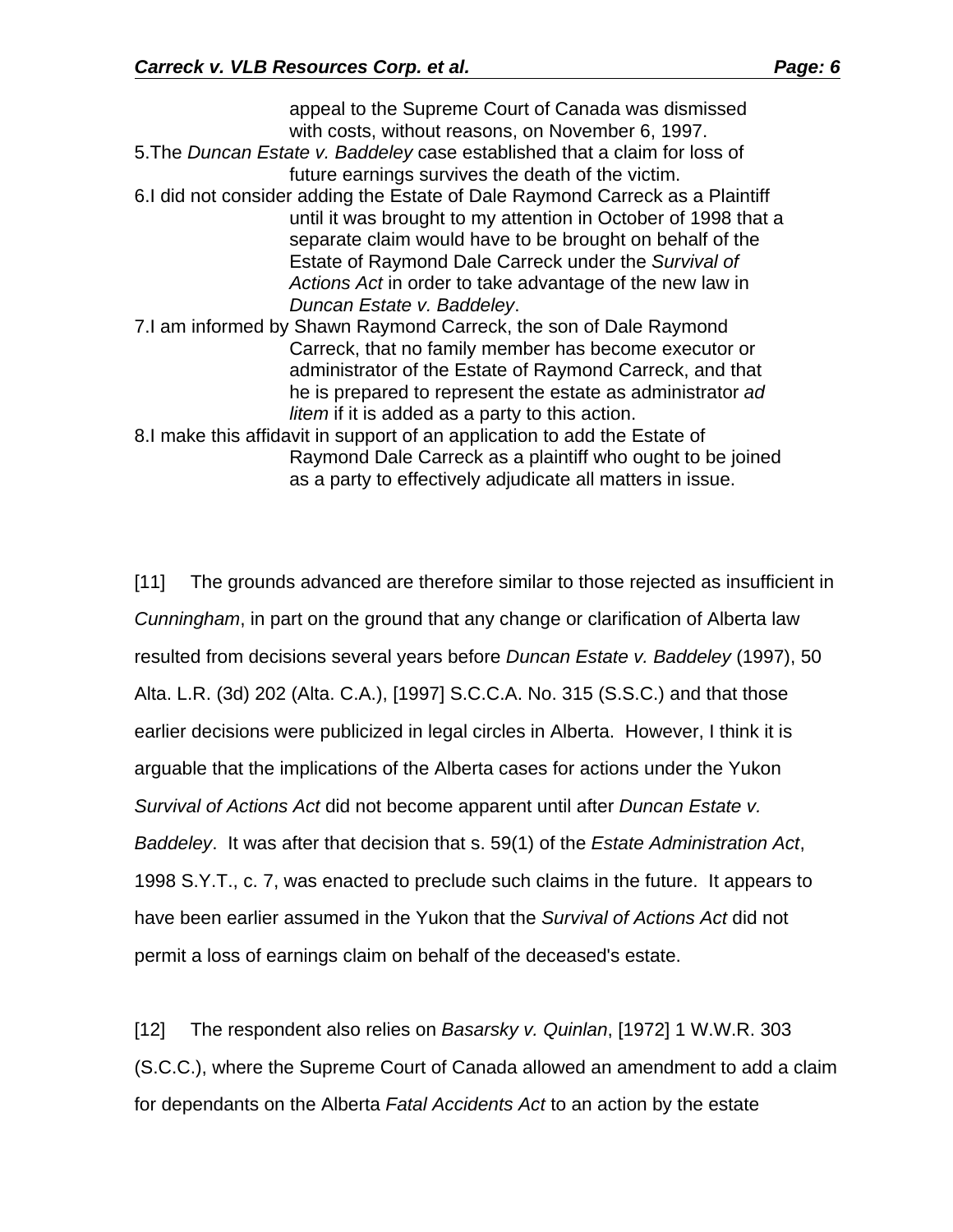appeal to the Supreme Court of Canada was dismissed with costs, without reasons, on November 6, 1997.

5. The *Duncan Estate v. Baddeley* case established that a claim for loss of future earnings survives the death of the victim.

6. I did not consider adding the Estate of Dale Raymond Carreck as a Plaintiff until it was brought to my attention in October of 1998 that a separate claim would have to be brought on behalf of the Estate of Raymond Dale Carreck under the *Survival of Actions Act* in order to take advantage of the new law in *Duncan Estate v. Baddeley*.

7. I am informed by Shawn Raymond Carreck, the son of Dale Raymond Carreck, that no family member has become executor or administrator of the Estate of Raymond Carreck, and that he is prepared to represent the estate as administrator *ad litem* if it is added as a party to this action.

8. I make this affidavit in support of an application to add the Estate of Raymond Dale Carreck as a plaintiff who ought to be joined as a party to effectively adjudicate all matters in issue.

[11] The grounds advanced are therefore similar to those rejected as insufficient in *Cunningham*, in part on the ground that any change or clarification of Alberta law resulted from decisions several years before *Duncan Estate v. Baddeley* (1997), 50 Alta. L.R. (3d) 202 (Alta. C.A.), [1997] S.C.C.A. No. 315 (S.S.C.) and that those earlier decisions were publicized in legal circles in Alberta. However, I think it is arguable that the implications of the Alberta cases for actions under the Yukon *Survival of Actions Act* did not become apparent until after *Duncan Estate v. Baddeley*. It was after that decision that s. 59(1) of the *Estate Administration Act*, 1998 S.Y.T., c. 7, was enacted to preclude such claims in the future. It appears to have been earlier assumed in the Yukon that the *Survival of Actions Act* did not permit a loss of earnings claim on behalf of the deceased's estate.

[12] The respondent also relies on *Basarsky v. Quinlan*, [1972] 1 W.W.R. 303 (S.C.C.), where the Supreme Court of Canada allowed an amendment to add a claim for dependants on the Alberta *Fatal Accidents Act* to an action by the estate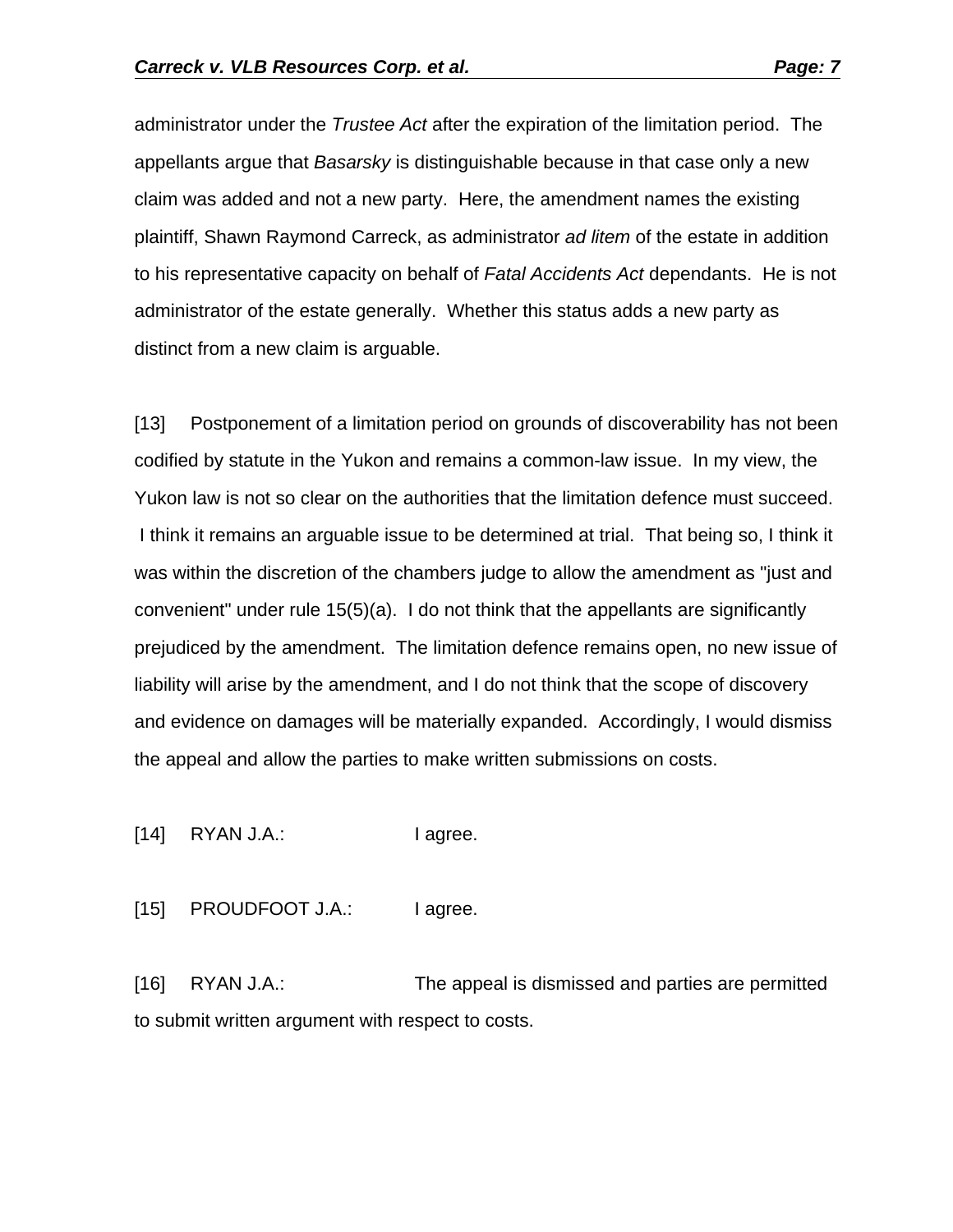administrator under the *Trustee Act* after the expiration of the limitation period. The appellants argue that *Basarsky* is distinguishable because in that case only a new claim was added and not a new party. Here, the amendment names the existing plaintiff, Shawn Raymond Carreck, as administrator *ad litem* of the estate in addition to his representative capacity on behalf of *Fatal Accidents Act* dependants. He is not administrator of the estate generally. Whether this status adds a new party as distinct from a new claim is arguable.

[13] Postponement of a limitation period on grounds of discoverability has not been codified by statute in the Yukon and remains a common-law issue. In my view, the Yukon law is not so clear on the authorities that the limitation defence must succeed. I think it remains an arguable issue to be determined at trial. That being so, I think it was within the discretion of the chambers judge to allow the amendment as "just and convenient" under rule 15(5)(a). I do not think that the appellants are significantly prejudiced by the amendment. The limitation defence remains open, no new issue of liability will arise by the amendment, and I do not think that the scope of discovery and evidence on damages will be materially expanded. Accordingly, I would dismiss the appeal and allow the parties to make written submissions on costs.

[14] RYAN J.A.: I agree.

[15] PROUDFOOT J.A.: I agree.

[16] RYAN J.A.: The appeal is dismissed and parties are permitted to submit written argument with respect to costs.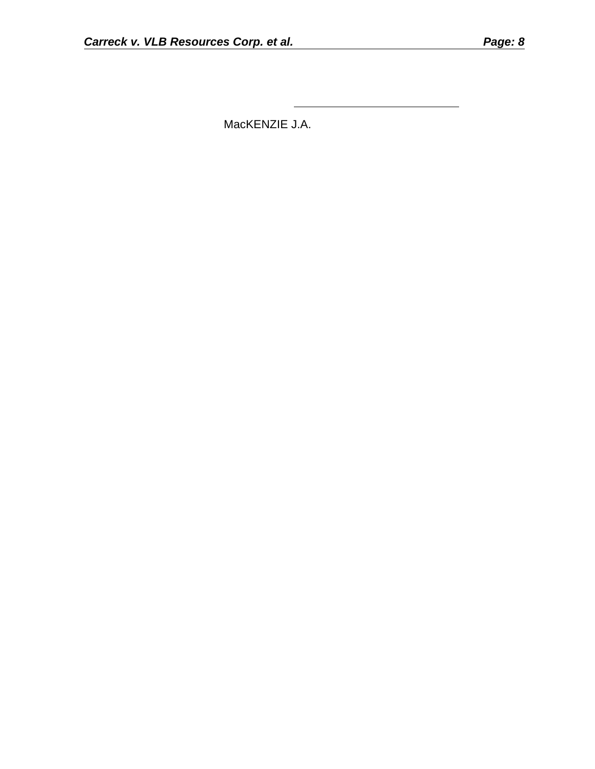\_\_\_\_\_\_\_\_\_\_\_\_\_\_\_\_\_\_\_\_\_\_\_\_\_\_\_\_\_\_

MacKENZIE J.A.